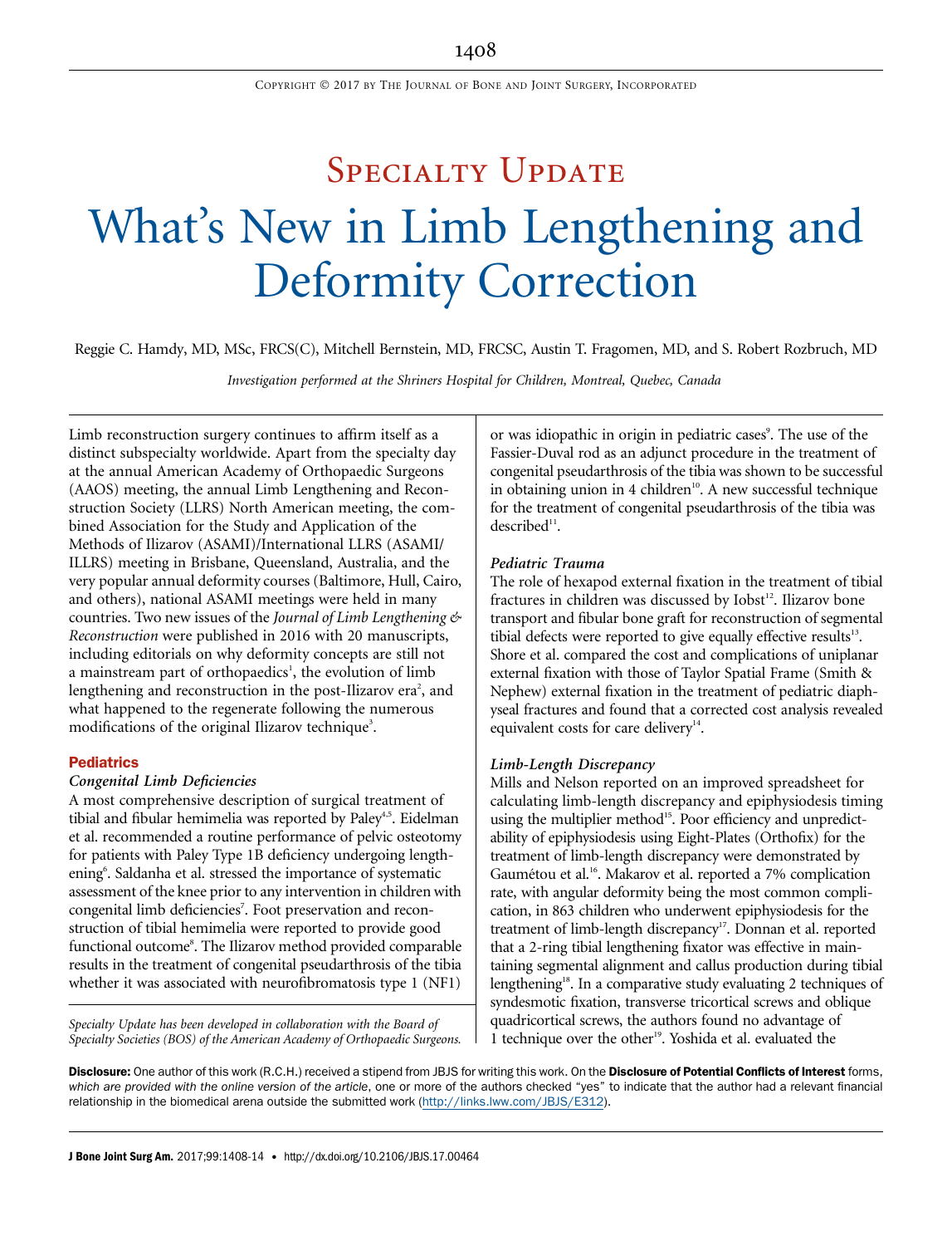# Specialty Update

# What's New in Limb Lengthening and Deformity Correction

Reggie C. Hamdy, MD, MSc, FRCS(C), Mitchell Bernstein, MD, FRCSC, Austin T. Fragomen, MD, and S. Robert Rozbruch, MD

*Investigation performed at the Shriners Hospital for Children, Montreal, Quebec, Canada*

Limb reconstruction surgery continues to affirm itself as a distinct subspecialty worldwide. Apart from the specialty day at the annual American Academy of Orthopaedic Surgeons (AAOS) meeting, the annual Limb Lengthening and Reconstruction Society (LLRS) North American meeting, the combined Association for the Study and Application of the Methods of Ilizarov (ASAMI)/International LLRS (ASAMI/ILLRS) meeting in Brisbane, Queensland, Australia, and the very popular annual deformity courses (Baltimore, Hull, Cairo, and others), national ASAMI meetings were held in many countries. Two new issues of the *Journal of Limb Lengthening & Reconstruction* were published in 2016 with 20 manuscripts, including editorials on why deformity concepts are still not a mainstream part of orthopaedics[1], the evolution of limb lengthening and reconstruction in the post-Ilizarov era[2], and what happened to the regenerate following the numerous modifications of the original Ilizarov technique[3].

## Pediatrics

### *Congenital Limb Deficiencies*

A most comprehensive description of surgical treatment of tibial and fibular hemimelia was reported by Paley[4,5]. Eidelman et al. recommended a routine performance of pelvic osteotomy for patients with Paley Type 1B deficiency undergoing lengthening[6]. Saldanha et al. stressed the importance of systematic assessment of the knee prior to any intervention in children with congenital limb deficiencies[7]. Foot preservation and reconstruction of tibial hemimelia were reported to provide good functional outcome[8]. The Ilizarov method provided comparable results in the treatment of congenital pseudarthrosis of the tibia whether it was associated with neurofibromatosis type 1 (NF1) or was idiopathic in origin in pediatric cases[9]. The use of the Fassier-Duval rod as an adjunct procedure in the treatment of congenital pseudarthrosis of the tibia was shown to be successful in obtaining union in 4 children[10]. A new successful technique for the treatment of congenital pseudarthrosis of the tibia was described[11].

### *Pediatric Trauma*

The role of hexapod external fixation in the treatment of tibial fractures in children was discussed by Iobst[12]. Ilizarov bone transport and fibular bone graft for reconstruction of segmental tibial defects were reported to give equally effective results[13]. Shore et al. compared the cost and complications of uniplanar external fixation with those of Taylor Spatial Frame (Smith & Nephew) external fixation in the treatment of pediatric diaphyseal fractures and found that a corrected cost analysis revealed equivalent costs for care delivery[14].

### *Limb-Length Discrepancy*

Mills and Nelson reported on an improved spreadsheet for calculating limb-length discrepancy and epiphysiodesis timing using the multiplier method[15]. Poor efficiency and unpredictability of epiphysiodesis using Eight-Plates (Orthofix) for the treatment of limb-length discrepancy were demonstrated by Gaumétou et al.[16]. Makarov et al. reported a 7% complication rate, with angular deformity being the most common complication, in 863 children who underwent epiphysiodesis for the treatment of limb-length discrepancy[17]. Donnan et al. reported that a 2-ring tibial lengthening fixator was effective in maintaining segmental alignment and callus production during tibial lengthening[18]. In a comparative study evaluating 2 techniques of syndesmotic fixation, transverse tricortical screws and oblique quadricortical screws, the authors found no advantage of 1 technique over the other[19]. Yoshida et al. evaluated the

*Specialty Update has been developed in collaboration with the Board of Specialty Societies (BOS) of the American Academy of Orthopaedic Surgeons.*

**Disclosure:** One author of this work (R.C.H.) received a stipend from JBJS for writing this work. On the **Disclosure of Potential Conflicts of Interest** forms, *which are provided with the online version of the article*, one or more of the authors checked "yes" to indicate that the author had a relevant financial relationship in the biomedical arena outside the submitted work (http://links.lww.com/JBJS/E312).

J Bone Joint Surg Am. 2017;99:1408-14 • http://dx.doi.org/10.2106/JBJS.17.00464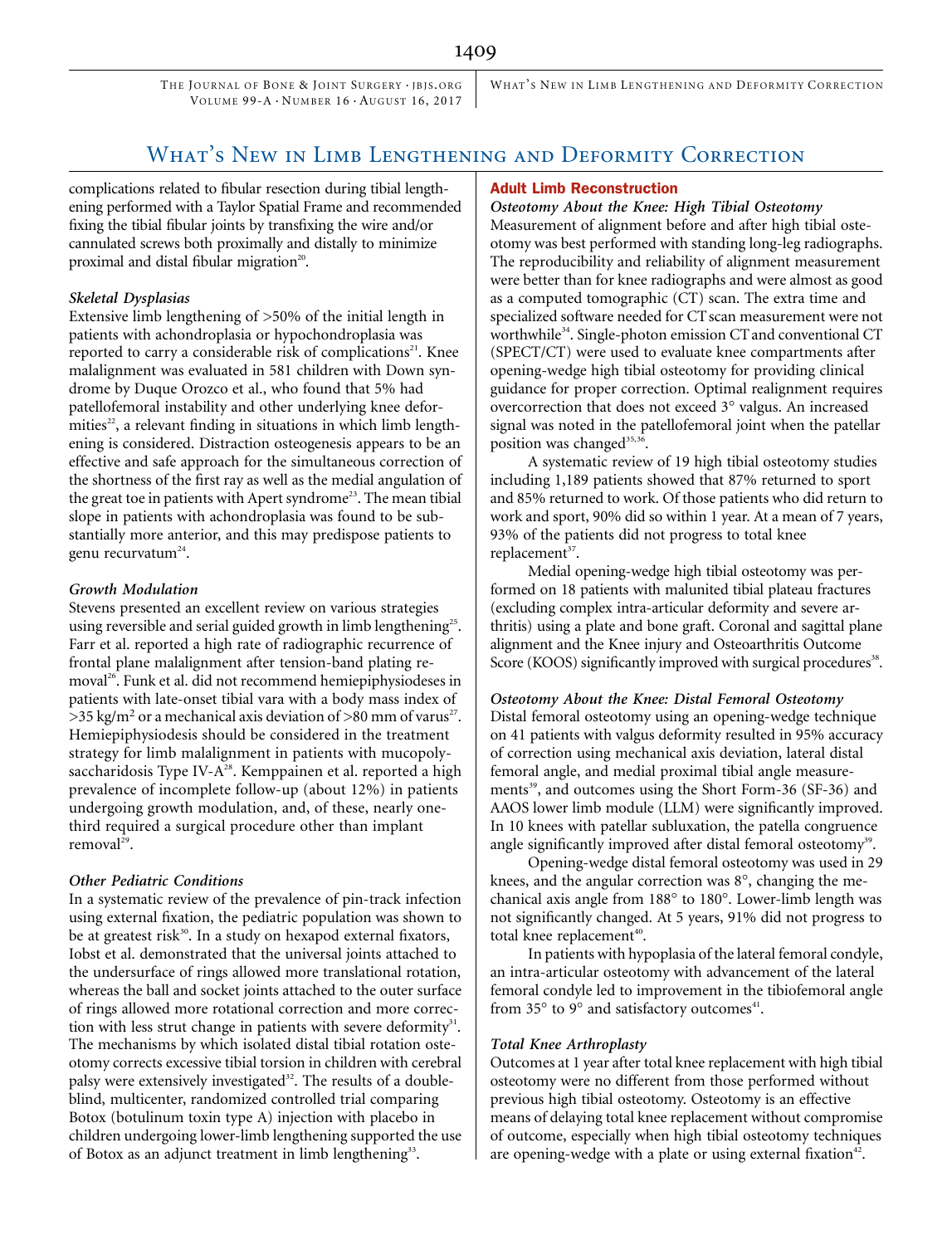complications related to fibular resection during tibial lengthening performed with a Taylor Spatial Frame and recommended fixing the tibial fibular joints by transfixing the wire and/or cannulated screws both proximally and distally to minimize proximal and distal fibular migration[20].

### Skeletal Dysplasias

Extensive limb lengthening of >50% of the initial length in patients with achondroplasia or hypochondroplasia was reported to carry a considerable risk of complications[21]. Knee malalignment was evaluated in 581 children with Down syndrome by Duque Orozco et al., who found that 5% had patellofemoral instability and other underlying knee deformities[22], a relevant finding in situations in which limb lengthening is considered. Distraction osteogenesis appears to be an effective and safe approach for the simultaneous correction of the shortness of the first ray as well as the medial angulation of the great toe in patients with Apert syndrome[23]. The mean tibial slope in patients with achondroplasia was found to be substantially more anterior, and this may predispose patients to genu recurvatum[24].

### Growth Modulation

Stevens presented an excellent review on various strategies using reversible and serial guided growth in limb lengthening[25]. Farr et al. reported a high rate of radiographic recurrence of frontal plane malalignment after tension-band plating removal[26]. Funk et al. did not recommend hemiepiphysiodeses in patients with late-onset tibial vara with a body mass index of >35 kg/m$^2$ or a mechanical axis deviation of >80 mm of varus[27]. Hemiepiphysiodesis should be considered in the treatment strategy for limb malalignment in patients with mucopolysaccharidosis Type IV-A[28]. Kemppainen et al. reported a high prevalence of incomplete follow-up (about 12%) in patients undergoing growth modulation, and, of these, nearly one-third required a surgical procedure other than implant removal[29].

### Other Pediatric Conditions

In a systematic review of the prevalence of pin-track infection using external fixation, the pediatric population was shown to be at greatest risk[30]. In a study on hexapod external fixators, Iobst et al. demonstrated that the universal joints attached to the undersurface of rings allowed more translational rotation, whereas the ball and socket joints attached to the outer surface of rings allowed more rotational correction and more correction with less strut change in patients with severe deformity[31]. The mechanisms by which isolated distal tibial rotation osteotomy corrects excessive tibial torsion in children with cerebral palsy were extensively investigated[32]. The results of a double-blind, multicenter, randomized controlled trial comparing Botox (botulinum toxin type A) injection with placebo in children undergoing lower-limb lengthening supported the use of Botox as an adjunct treatment in limb lengthening[33].

## Adult Limb Reconstruction

### Osteotomy About the Knee: High Tibial Osteotomy

Measurement of alignment before and after high tibial osteotomy was best performed with standing long-leg radiographs. The reproducibility and reliability of alignment measurement were better than for knee radiographs and were almost as good as a computed tomographic (CT) scan. The extra time and specialized software needed for CT scan measurement were not worthwhile[34]. Single-photon emission CT and conventional CT (SPECT/CT) were used to evaluate knee compartments after opening-wedge high tibial osteotomy for providing clinical guidance for proper correction. Optimal realignment requires overcorrection that does not exceed 3° valgus. An increased signal was noted in the patellofemoral joint when the patellar position was changed[35,36].

A systematic review of 19 high tibial osteotomy studies including 1,189 patients showed that 87% returned to sport and 85% returned to work. Of those patients who did return to work and sport, 90% did so within 1 year. At a mean of 7 years, 93% of the patients did not progress to total knee replacement[37].

Medial opening-wedge high tibial osteotomy was performed on 18 patients with malunited tibial plateau fractures (excluding complex intra-articular deformity and severe arthritis) using a plate and bone graft. Coronal and sagittal plane alignment and the Knee injury and Osteoarthritis Outcome Score (KOOS) significantly improved with surgical procedures[38].

### Osteotomy About the Knee: Distal Femoral Osteotomy

Distal femoral osteotomy using an opening-wedge technique on 41 patients with valgus deformity resulted in 95% accuracy of correction using mechanical axis deviation, lateral distal femoral angle, and medial proximal tibial angle measurements[39], and outcomes using the Short Form-36 (SF-36) and AAOS lower limb module (LLM) were significantly improved. In 10 knees with patellar subluxation, the patella congruence angle significantly improved after distal femoral osteotomy[39].

Opening-wedge distal femoral osteotomy was used in 29 knees, and the angular correction was 8°, changing the mechanical axis angle from 188° to 180°. Lower-limb length was not significantly changed. At 5 years, 91% did not progress to total knee replacement[40].

In patients with hypoplasia of the lateral femoral condyle, an intra-articular osteotomy with advancement of the lateral femoral condyle led to improvement in the tibiofemoral angle from 35° to 9° and satisfactory outcomes[41].

### Total Knee Arthroplasty

Outcomes at 1 year after total knee replacement with high tibial osteotomy were no different from those performed without previous high tibial osteotomy. Osteotomy is an effective means of delaying total knee replacement without compromise of outcome, especially when high tibial osteotomy techniques are opening-wedge with a plate or using external fixation[42].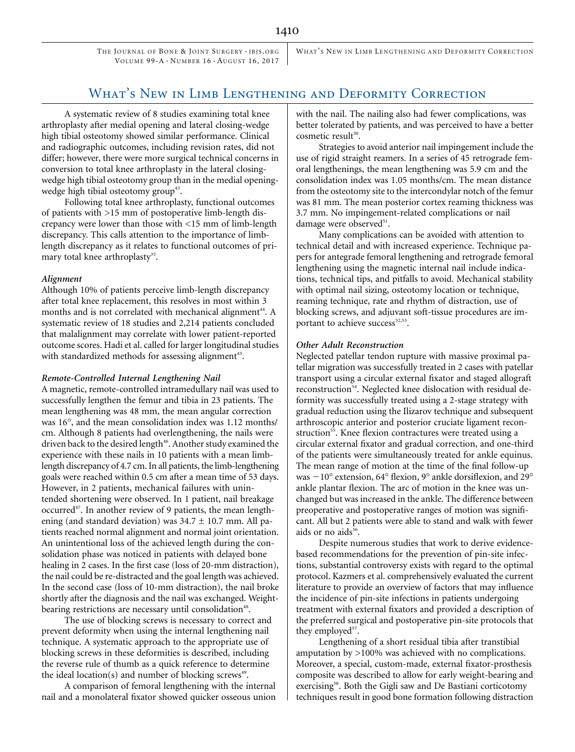A systematic review of 8 studies examining total knee arthroplasty after medial opening and lateral closing-wedge high tibial osteotomy showed similar performance. Clinical and radiographic outcomes, including revision rates, did not differ; however, there were more surgical technical concerns in conversion to total knee arthroplasty in the lateral closing-wedge high tibial osteotomy group than in the medial opening-wedge high tibial osteotomy group[43].

Following total knee arthroplasty, functional outcomes of patients with >15 mm of postoperative limb-length discrepancy were lower than those with <15 mm of limb-length discrepancy. This calls attention to the importance of limb-length discrepancy as it relates to functional outcomes of primary total knee arthroplasty[35].

### *Alignment*

Although 10% of patients perceive limb-length discrepancy after total knee replacement, this resolves in most within 3 months and is not correlated with mechanical alignment[44]. A systematic review of 18 studies and 2,214 patients concluded that malalignment may correlate with lower patient-reported outcome scores. Hadi et al. called for larger longitudinal studies with standardized methods for assessing alignment[45].

### *Remote-Controlled Internal Lengthening Nail*

A magnetic, remote-controlled intramedullary nail was used to successfully lengthen the femur and tibia in 23 patients. The mean lengthening was 48 mm, the mean angular correction was 16°, and the mean consolidation index was 1.12 months/cm. Although 8 patients had overlengthening, the nails were driven back to the desired length[46]. Another study examined the experience with these nails in 10 patients with a mean limb-length discrepancy of 4.7 cm. In all patients, the limb-lengthening goals were reached within 0.5 cm after a mean time of 53 days. However, in 2 patients, mechanical failures with unintended shortening were observed. In 1 patient, nail breakage occurred[47]. In another review of 9 patients, the mean lengthening (and standard deviation) was 34.7 ± 10.7 mm. All patients reached normal alignment and normal joint orientation. An unintentional loss of the achieved length during the consolidation phase was noticed in patients with delayed bone healing in 2 cases. In the first case (loss of 20-mm distraction), the nail could be re-distracted and the goal length was achieved. In the second case (loss of 10-mm distraction), the nail broke shortly after the diagnosis and the nail was exchanged. Weight-bearing restrictions are necessary until consolidation[48].

The use of blocking screws is necessary to correct and prevent deformity when using the internal lengthening nail technique. A systematic approach to the appropriate use of blocking screws in these deformities is described, including the reverse rule of thumb as a quick reference to determine the ideal location(s) and number of blocking screws[49].

A comparison of femoral lengthening with the internal nail and a monolateral fixator showed quicker osseous union with the nail. The nailing also had fewer complications, was better tolerated by patients, and was perceived to have a better cosmetic result[50].

Strategies to avoid anterior nail impingement include the use of rigid straight reamers. In a series of 45 retrograde femoral lengthenings, the mean lengthening was 5.9 cm and the consolidation index was 1.05 months/cm. The mean distance from the osteotomy site to the intercondylar notch of the femur was 81 mm. The mean posterior cortex reaming thickness was 3.7 mm. No impingement-related complications or nail damage were observed[51].

Many complications can be avoided with attention to technical detail and with increased experience. Technique papers for antegrade femoral lengthening and retrograde femoral lengthening using the magnetic internal nail include indications, technical tips, and pitfalls to avoid. Mechanical stability with optimal nail sizing, osteotomy location or technique, reaming technique, rate and rhythm of distraction, use of blocking screws, and adjuvant soft-tissue procedures are important to achieve success[52,53].

### *Other Adult Reconstruction*

Neglected patellar tendon rupture with massive proximal patellar migration was successfully treated in 2 cases with patellar transport using a circular external fixator and staged allograft reconstruction[54]. Neglected knee dislocation with residual deformity was successfully treated using a 2-stage strategy with gradual reduction using the Ilizarov technique and subsequent arthroscopic anterior and posterior cruciate ligament reconstruction[55]. Knee flexion contractures were treated using a circular external fixator and gradual correction, and one-third of the patients were simultaneously treated for ankle equinus. The mean range of motion at the time of the final follow-up was −10° extension, 64° flexion, 9° ankle dorsiflexion, and 29° ankle plantar flexion. The arc of motion in the knee was unchanged but was increased in the ankle. The difference between preoperative and postoperative ranges of motion was significant. All but 2 patients were able to stand and walk with fewer aids or no aids[56].

Despite numerous studies that work to derive evidence-based recommendations for the prevention of pin-site infections, substantial controversy exists with regard to the optimal protocol. Kazmers et al. comprehensively evaluated the current literature to provide an overview of factors that may influence the incidence of pin-site infections in patients undergoing treatment with external fixators and provided a description of the preferred surgical and postoperative pin-site protocols that they employed[57].

Lengthening of a short residual tibia after transtibial amputation by >100% was achieved with no complications. Moreover, a special, custom-made, external fixator-prosthesis composite was described to allow for early weight-bearing and exercising[58]. Both the Gigli saw and De Bastiani corticotomy techniques result in good bone formation following distraction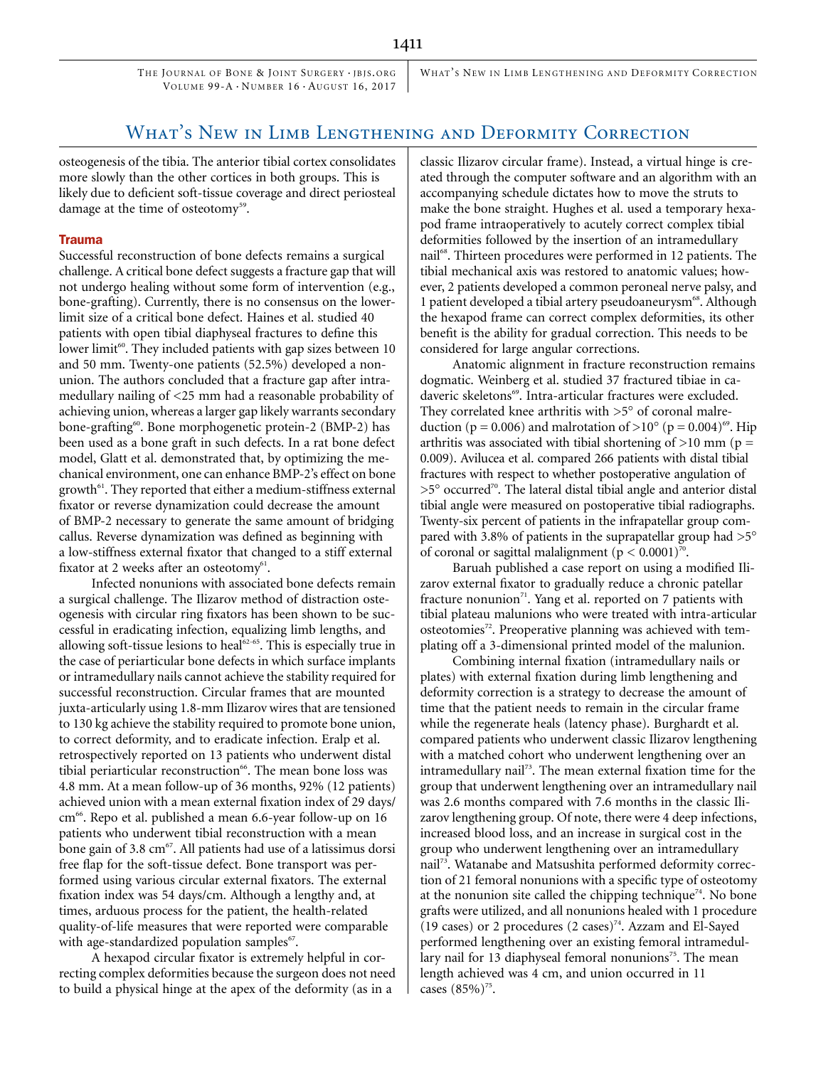osteogenesis of the tibia. The anterior tibial cortex consolidates more slowly than the other cortices in both groups. This is likely due to deficient soft-tissue coverage and direct periosteal damage at the time of osteotomy[59].

### Trauma

Successful reconstruction of bone defects remains a surgical challenge. A critical bone defect suggests a fracture gap that will not undergo healing without some form of intervention (e.g., bone-grafting). Currently, there is no consensus on the lower-limit size of a critical bone defect. Haines et al. studied 40 patients with open tibial diaphyseal fractures to define this lower limit[60]. They included patients with gap sizes between 10 and 50 mm. Twenty-one patients (52.5%) developed a nonunion. The authors concluded that a fracture gap after intramedullary nailing of <25 mm had a reasonable probability of achieving union, whereas a larger gap likely warrants secondary bone-grafting[60]. Bone morphogenetic protein-2 (BMP-2) has been used as a bone graft in such defects. In a rat bone defect model, Glatt et al. demonstrated that, by optimizing the mechanical environment, one can enhance BMP-2's effect on bone growth[61]. They reported that either a medium-stiffness external fixator or reverse dynamization could decrease the amount of BMP-2 necessary to generate the same amount of bridging callus. Reverse dynamization was defined as beginning with a low-stiffness external fixator that changed to a stiff external fixator at 2 weeks after an osteotomy[61].

Infected nonunions with associated bone defects remain a surgical challenge. The Ilizarov method of distraction osteogenesis with circular ring fixators has been shown to be successful in eradicating infection, equalizing limb lengths, and allowing soft-tissue lesions to heal[62-65]. This is especially true in the case of periarticular bone defects in which surface implants or intramedullary nails cannot achieve the stability required for successful reconstruction. Circular frames that are mounted juxta-articularly using 1.8-mm Ilizarov wires that are tensioned to 130 kg achieve the stability required to promote bone union, to correct deformity, and to eradicate infection. Eralp et al. retrospectively reported on 13 patients who underwent distal tibial periarticular reconstruction[66]. The mean bone loss was 4.8 mm. At a mean follow-up of 36 months, 92% (12 patients) achieved union with a mean external fixation index of 29 days/cm[66]. Repo et al. published a mean 6.6-year follow-up on 16 patients who underwent tibial reconstruction with a mean bone gain of 3.8 cm[67]. All patients had use of a latissimus dorsi free flap for the soft-tissue defect. Bone transport was performed using various circular external fixators. The external fixation index was 54 days/cm. Although a lengthy and, at times, arduous process for the patient, the health-related quality-of-life measures that were reported were comparable with age-standardized population samples[67].

A hexapod circular fixator is extremely helpful in correcting complex deformities because the surgeon does not need to build a physical hinge at the apex of the deformity (as in a classic Ilizarov circular frame). Instead, a virtual hinge is created through the computer software and an algorithm with an accompanying schedule dictates how to move the struts to make the bone straight. Hughes et al. used a temporary hexapod frame intraoperatively to acutely correct complex tibial deformities followed by the insertion of an intramedullary nail[68]. Thirteen procedures were performed in 12 patients. The tibial mechanical axis was restored to anatomic values; however, 2 patients developed a common peroneal nerve palsy, and 1 patient developed a tibial artery pseudoaneurysm[68]. Although the hexapod frame can correct complex deformities, its other benefit is the ability for gradual correction. This needs to be considered for large angular corrections.

Anatomic alignment in fracture reconstruction remains dogmatic. Weinberg et al. studied 37 fractured tibiae in cadaveric skeletons[69]. Intra-articular fractures were excluded. They correlated knee arthritis with >5° of coronal malreduction ($p = 0.006$) and malrotation of >10° ($p = 0.004$)[69]. Hip arthritis was associated with tibial shortening of >10 mm ($p = 0.009$). Avilucea et al. compared 266 patients with distal tibial fractures with respect to whether postoperative angulation of >5° occurred[70]. The lateral distal tibial angle and anterior distal tibial angle were measured on postoperative tibial radiographs. Twenty-six percent of patients in the infrapatellar group compared with 3.8% of patients in the suprapatellar group had >5° of coronal or sagittal malalignment ($p < 0.0001$)[70].

Baruah published a case report on using a modified Ilizarov external fixator to gradually reduce a chronic patellar fracture nonunion[71]. Yang et al. reported on 7 patients with tibial plateau malunions who were treated with intra-articular osteotomies[72]. Preoperative planning was achieved with templating off a 3-dimensional printed model of the malunion.

Combining internal fixation (intramedullary nails or plates) with external fixation during limb lengthening and deformity correction is a strategy to decrease the amount of time that the patient needs to remain in the circular frame while the regenerate heals (latency phase). Burghardt et al. compared patients who underwent classic Ilizarov lengthening with a matched cohort who underwent lengthening over an intramedullary nail[73]. The mean external fixation time for the group that underwent lengthening over an intramedullary nail was 2.6 months compared with 7.6 months in the classic Ilizarov lengthening group. Of note, there were 4 deep infections, increased blood loss, and an increase in surgical cost in the group who underwent lengthening over an intramedullary nail[73]. Watanabe and Matsushita performed deformity correction of 21 femoral nonunions with a specific type of osteotomy at the nonunion site called the chipping technique[74]. No bone grafts were utilized, and all nonunions healed with 1 procedure (19 cases) or 2 procedures (2 cases)[74]. Azzam and El-Sayed performed lengthening over an existing femoral intramedullary nail for 13 diaphyseal femoral nonunions[75]. The mean length achieved was 4 cm, and union occurred in 11 cases (85%)[75].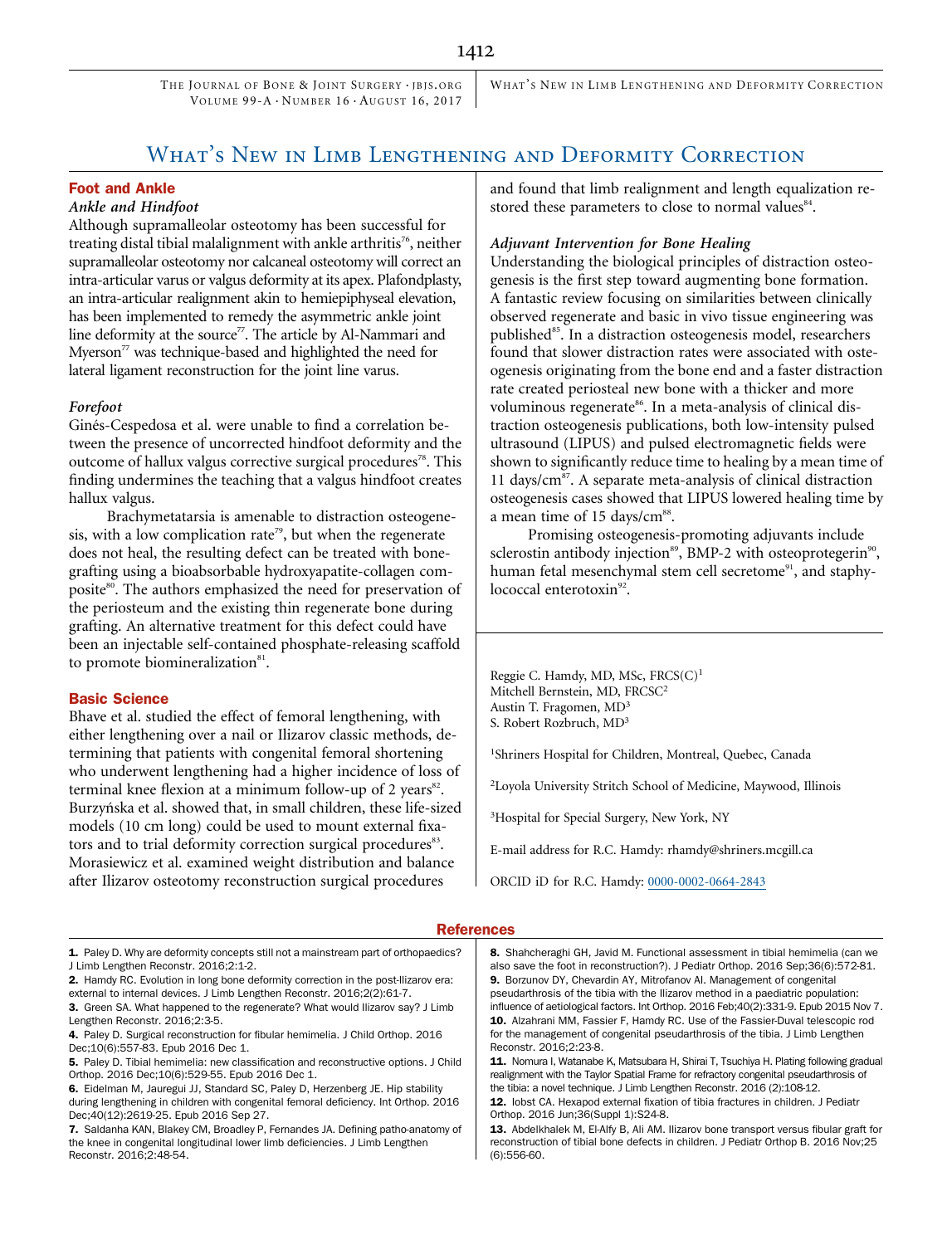# What's New in Limb Lengthening and Deformity Correction

## Foot and Ankle

### Ankle and Hindfoot

Although supramalleolar osteotomy has been successful for treating distal tibial malalignment with ankle arthritis[76], neither supramalleolar osteotomy nor calcaneal osteotomy will correct an intra-articular varus or valgus deformity at its apex. Plafondplasty, an intra-articular realignment akin to hemiepiphyseal elevation, has been implemented to remedy the asymmetric ankle joint line deformity at the source[77]. The article by Al-Nammari and Myerson[77] was technique-based and highlighted the need for lateral ligament reconstruction for the joint line varus.

### Forefoot

Ginés-Cespedosa et al. were unable to find a correlation between the presence of uncorrected hindfoot deformity and the outcome of hallux valgus corrective surgical procedures[78]. This finding undermines the teaching that a valgus hindfoot creates hallux valgus.

Brachymetatarsia is amenable to distraction osteogenesis, with a low complication rate[79], but when the regenerate does not heal, the resulting defect can be treated with bone-grafting using a bioabsorbable hydroxyapatite-collagen composite[80]. The authors emphasized the need for preservation of the periosteum and the existing thin regenerate bone during grafting. An alternative treatment for this defect could have been an injectable self-contained phosphate-releasing scaffold to promote biomineralization[81].

## Basic Science

Bhave et al. studied the effect of femoral lengthening, with either lengthening over a nail or Ilizarov classic methods, determining that patients with congenital femoral shortening who underwent lengthening had a higher incidence of loss of terminal knee flexion at a minimum follow-up of 2 years[82]. Burzyńska et al. showed that, in small children, these life-sized models (10 cm long) could be used to mount external fixators and to trial deformity correction surgical procedures[83]. Morasiewicz et al. examined weight distribution and balance after Ilizarov osteotomy reconstruction surgical procedures and found that limb realignment and length equalization restored these parameters to close to normal values[84].

### Adjuvant Intervention for Bone Healing

Understanding the biological principles of distraction osteogenesis is the first step toward augmenting bone formation. A fantastic review focusing on similarities between clinically observed regenerate and basic in vivo tissue engineering was published[85]. In a distraction osteogenesis model, researchers found that slower distraction rates were associated with osteogenesis originating from the bone end and a faster distraction rate created periosteal new bone with a thicker and more voluminous regenerate[86]. In a meta-analysis of clinical distraction osteogenesis publications, both low-intensity pulsed ultrasound (LIPUS) and pulsed electromagnetic fields were shown to significantly reduce time to healing by a mean time of 11 days/cm[87]. A separate meta-analysis of clinical distraction osteogenesis cases showed that LIPUS lowered healing time by a mean time of 15 days/cm[88].

Promising osteogenesis-promoting adjuvants include sclerostin antibody injection[89], BMP-2 with osteoprotegerin[90], human fetal mesenchymal stem cell secretome[91], and staphylococcal enterotoxin[92].

Reggie C. Hamdy, MD, MSc, FRCS(C)[1]
Mitchell Bernstein, MD, FRCSC[2]
Austin T. Fragomen, MD[3]
S. Robert Rozbruch, MD[3]

[1]Shriners Hospital for Children, Montreal, Quebec, Canada

[2]Loyola University Stritch School of Medicine, Maywood, Illinois

[3]Hospital for Special Surgery, New York, NY

E-mail address for R.C. Hamdy: rhamdy@shriners.mcgill.ca

ORCID iD for R.C. Hamdy: 0000-0002-0664-2843

## References

1. Paley D. Why are deformity concepts still not a mainstream part of orthopaedics? J Limb Lengthen Reconstr. 2016;2:1-2.
2. Hamdy RC. Evolution in long bone deformity correction in the post-Ilizarov era: external to internal devices. J Limb Lengthen Reconstr. 2016;2(2):61-7.
3. Green SA. What happened to the regenerate? What would Ilizarov say? J Limb Lengthen Reconstr. 2016;2:3-5.
4. Paley D. Surgical reconstruction for fibular hemimelia. J Child Orthop. 2016 Dec;10(6):557-83. Epub 2016 Dec 1.
5. Paley D. Tibial hemimelia: new classification and reconstructive options. J Child Orthop. 2016 Dec;10(6):529-55. Epub 2016 Dec 1.
6. Eidelman M, Jauregui JJ, Standard SC, Paley D, Herzenberg JE. Hip stability during lengthening in children with congenital femoral deficiency. Int Orthop. 2016 Dec;40(12):2619-25. Epub 2016 Sep 27.
7. Saldanha KAN, Blakey CM, Broadley P, Fernandes JA. Defining patho-anatomy of the knee in congenital longitudinal lower limb deficiencies. J Limb Lengthen Reconstr. 2016;2:48-54.
8. Shahcheraghi GH, Javid M. Functional assessment in tibial hemimelia (can we also save the foot in reconstruction?). J Pediatr Orthop. 2016 Sep;36(6):572-81.
9. Borzunov DY, Chevardin AY, Mitrofanov AI. Management of congenital pseudarthrosis of the tibia with the Ilizarov method in a paediatric population: influence of aetiological factors. Int Orthop. 2016 Feb;40(2):331-9. Epub 2015 Nov 7.
10. Alzahrani MM, Fassier F, Hamdy RC. Use of the Fassier-Duval telescopic rod for the management of congenital pseudarthrosis of the tibia. J Limb Lengthen Reconstr. 2016;2:23-8.
11. Nomura I, Watanabe K, Matsubara H, Shirai T, Tsuchiya H. Plating following gradual realignment with the Taylor Spatial Frame for refractory congenital pseudarthrosis of the tibia: a novel technique. J Limb Lengthen Reconstr. 2016 (2):108-12.
12. Iobst CA. Hexapod external fixation of tibia fractures in children. J Pediatr Orthop. 2016 Jun;36(Suppl 1):S24-8.
13. Abdelkhalek M, El-Alfy B, Ali AM. Ilizarov bone transport versus fibular graft for reconstruction of tibial bone defects in children. J Pediatr Orthop B. 2016 Nov;25(6):556-60.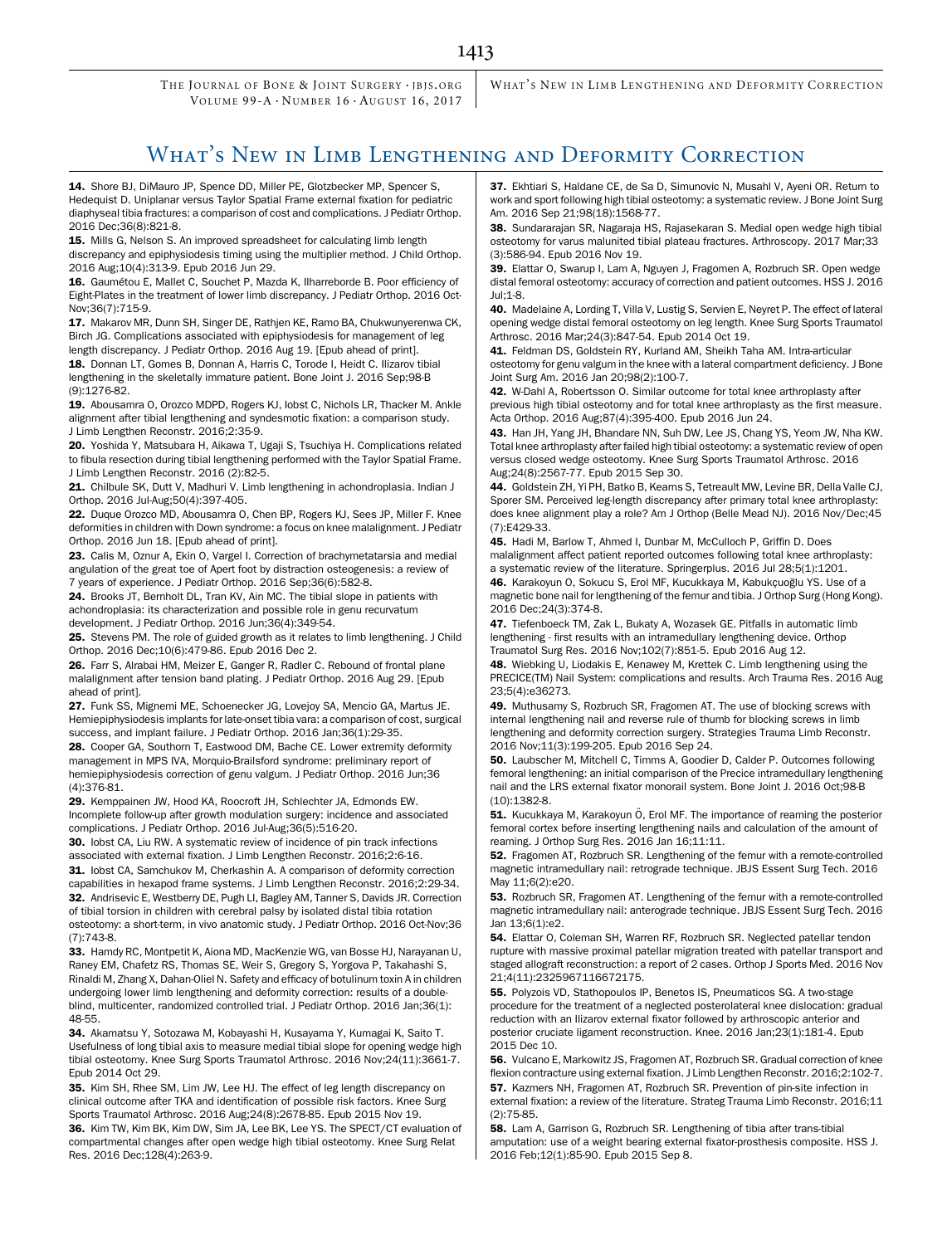14. Shore BJ, DiMauro JP, Spence DD, Miller PE, Glotzbecker MP, Spencer S, Hedequist D. Uniplanar versus Taylor Spatial Frame external fixation for pediatric diaphyseal tibia fractures: a comparison of cost and complications. J Pediatr Orthop. 2016 Dec;36(8):821-8.

15. Mills G, Nelson S. An improved spreadsheet for calculating limb length discrepancy and epiphysiodesis timing using the multiplier method. J Child Orthop. 2016 Aug;10(4):313-9. Epub 2016 Jun 29.

16. Gaumétou E, Mallet C, Souchet P, Mazda K, Ilharreborde B. Poor efficiency of Eight-Plates in the treatment of lower limb discrepancy. J Pediatr Orthop. 2016 Oct-Nov;36(7):715-9.

17. Makarov MR, Dunn SH, Singer DE, Rathjen KE, Ramo BA, Chukwunyerenwa CK, Birch JG. Complications associated with epiphysiodesis for management of leg length discrepancy. J Pediatr Orthop. 2016 Aug 19. [Epub ahead of print].

18. Donnan LT, Gomes B, Donnan A, Harris C, Torode I, Heidt C. Ilizarov tibial lengthening in the skeletally immature patient. Bone Joint J. 2016 Sep;98-B(9):1276-82.

19. Abousamra O, Orozco MDPD, Rogers KJ, Iobst C, Nichols LR, Thacker M. Ankle alignment after tibial lengthening and syndesmotic fixation: a comparison study. J Limb Lengthen Reconstr. 2016;2:35-9.

20. Yoshida Y, Matsubara H, Aikawa T, Ugaji S, Tsuchiya H. Complications related to fibula resection during tibial lengthening performed with the Taylor Spatial Frame. J Limb Lengthen Reconstr. 2016 (2):82-5.

21. Chilbule SK, Dutt V, Madhuri V. Limb lengthening in achondroplasia. Indian J Orthop. 2016 Jul-Aug;50(4):397-405.

22. Duque Orozco MD, Abousamra O, Chen BP, Rogers KJ, Sees JP, Miller F. Knee deformities in children with Down syndrome: a focus on knee malalignment. J Pediatr Orthop. 2016 Jun 18. [Epub ahead of print].

23. Calis M, Oznur A, Ekin O, Vargel I. Correction of brachymetatarsia and medial angulation of the great toe of Apert foot by distraction osteogenesis: a review of 7 years of experience. J Pediatr Orthop. 2016 Sep;36(6):582-8.

24. Brooks JT, Bernholt DL, Tran KV, Ain MC. The tibial slope in patients with achondroplasia: its characterization and possible role in genu recurvatum development. J Pediatr Orthop. 2016 Jun;36(4):349-54.

25. Stevens PM. The role of guided growth as it relates to limb lengthening. J Child Orthop. 2016 Dec;10(6):479-86. Epub 2016 Dec 2.

26. Farr S, Alrabai HM, Meizer E, Ganger R, Radler C. Rebound of frontal plane malalignment after tension band plating. J Pediatr Orthop. 2016 Aug 29. [Epub ahead of print].

27. Funk SS, Mignemi ME, Schoenecker JG, Lovejoy SA, Mencio GA, Martus JE. Hemiepiphysiodesis implants for late-onset tibia vara: a comparison of cost, surgical success, and implant failure. J Pediatr Orthop. 2016 Jan;36(1):29-35.

28. Cooper GA, Southorn T, Eastwood DM, Bache CE. Lower extremity deformity management in MPS IVA, Morquio-Brailsford syndrome: preliminary report of hemiepiphysiodesis correction of genu valgum. J Pediatr Orthop. 2016 Jun;36(4):376-81.

29. Kemppainen JW, Hood KA, Roocroft JH, Schlechter JA, Edmonds EW. Incomplete follow-up after growth modulation surgery: incidence and associated complications. J Pediatr Orthop. 2016 Jul-Aug;36(5):516-20.

30. Iobst CA, Liu RW. A systematic review of incidence of pin track infections associated with external fixation. J Limb Lengthen Reconstr. 2016;2:6-16.

31. Iobst CA, Samchukov M, Cherkashin A. A comparison of deformity correction capabilities in hexapod frame systems. J Limb Lengthen Reconstr. 2016;2:29-34.

32. Andrisevic E, Westberry DE, Pugh LI, Bagley AM, Tanner S, Davids JR. Correction of tibial torsion in children with cerebral palsy by isolated distal tibia rotation osteotomy: a short-term, in vivo anatomic study. J Pediatr Orthop. 2016 Oct-Nov;36(7):743-8.

33. Hamdy RC, Montpetit K, Aiona MD, MacKenzie WG, van Bosse HJ, Narayanan U, Raney EM, Chafetz RS, Thomas SE, Weir S, Gregory S, Yorgova P, Takahashi S, Rinaldi M, Zhang X, Dahan-Oliel N. Safety and efficacy of botulinum toxin A in children undergoing lower limb lengthening and deformity correction: results of a double-blind, multicenter, randomized controlled trial. J Pediatr Orthop. 2016 Jan;36(1):48-55.

34. Akamatsu Y, Sotozawa M, Kobayashi H, Kusayama Y, Kumagai K, Saito T. Usefulness of long tibial axis to measure medial tibial slope for opening wedge high tibial osteotomy. Knee Surg Sports Traumatol Arthrosc. 2016 Nov;24(11):3661-7. Epub 2014 Oct 29.

35. Kim SH, Rhee SM, Lim JW, Lee HJ. The effect of leg length discrepancy on clinical outcome after TKA and identification of possible risk factors. Knee Surg Sports Traumatol Arthrosc. 2016 Aug;24(8):2678-85. Epub 2015 Nov 19.

36. Kim TW, Kim BK, Kim DW, Sim JA, Lee BK, Lee YS. The SPECT/CT evaluation of compartmental changes after open wedge high tibial osteotomy. Knee Surg Relat Res. 2016 Dec;128(4):263-9.

37. Ekhtiari S, Haldane CE, de Sa D, Simunovic N, Musahl V, Ayeni OR. Return to work and sport following high tibial osteotomy: a systematic review. J Bone Joint Surg Am. 2016 Sep 21;98(18):1568-77.

38. Sundararajan SR, Nagaraja HS, Rajasekaran S. Medial open wedge high tibial osteotomy for varus malunited tibial plateau fractures. Arthroscopy. 2017 Mar;33(3):586-94. Epub 2016 Nov 19.

39. Elattar O, Swarup I, Lam A, Nguyen J, Fragomen A, Rozbruch SR. Open wedge distal femoral osteotomy: accuracy of correction and patient outcomes. HSS J. 2016 Jul;1-8.

40. Madelaine A, Lording T, Villa V, Lustig S, Servien E, Neyret P. The effect of lateral opening wedge distal femoral osteotomy on leg length. Knee Surg Sports Traumatol Arthrosc. 2016 Mar;24(3):847-54. Epub 2014 Oct 19.

41. Feldman DS, Goldstein RY, Kurland AM, Sheikh Taha AM. Intra-articular osteotomy for genu valgum in the knee with a lateral compartment deficiency. J Bone Joint Surg Am. 2016 Jan 20;98(2):100-7.

42. W-Dahl A, Robertsson O. Similar outcome for total knee arthroplasty after previous high tibial osteotomy and for total knee arthroplasty as the first measure. Acta Orthop. 2016 Aug;87(4):395-400. Epub 2016 Jun 24.

43. Han JH, Yang JH, Bhandare NN, Suh DW, Lee JS, Chang YS, Yeom JW, Nha KW. Total knee arthroplasty after failed high tibial osteotomy: a systematic review of open versus closed wedge osteotomy. Knee Surg Sports Traumatol Arthrosc. 2016 Aug;24(8):2567-77. Epub 2015 Sep 30.

44. Goldstein ZH, Yi PH, Batko B, Kearns S, Tetreault MW, Levine BR, Della Valle CJ, Sporer SM. Perceived leg-length discrepancy after primary total knee arthroplasty: does knee alignment play a role? Am J Orthop (Belle Mead NJ). 2016 Nov/Dec;45(7):E429-33.

45. Hadi M, Barlow T, Ahmed I, Dunbar M, McCulloch P, Griffin D. Does malalignment affect patient reported outcomes following total knee arthroplasty: a systematic review of the literature. Springerplus. 2016 Jul 28;5(1):1201.

46. Karakoyun O, Sokucu S, Erol MF, Kucukkaya M, Kabukçuoğlu YS. Use of a magnetic bone nail for lengthening of the femur and tibia. J Orthop Surg (Hong Kong). 2016 Dec;24(3):374-8.

47. Tiefenboeck TM, Zak L, Bukaty A, Wozasek GE. Pitfalls in automatic limb lengthening - first results with an intramedullary lengthening device. Orthop Traumatol Surg Res. 2016 Nov;102(7):851-5. Epub 2016 Aug 12.

48. Wiebking U, Liodakis E, Kenawey M, Krettek C. Limb lengthening using the PRECICE(TM) Nail System: complications and results. Arch Trauma Res. 2016 Aug 23;5(4):e36273.

49. Muthusamy S, Rozbruch SR, Fragomen AT. The use of blocking screws with internal lengthening nail and reverse rule of thumb for blocking screws in limb lengthening and deformity correction surgery. Strategies Trauma Limb Reconstr. 2016 Nov;11(3):199-205. Epub 2016 Sep 24.

50. Laubscher M, Mitchell C, Timms A, Goodier D, Calder P. Outcomes following femoral lengthening: an initial comparison of the Precice intramedullary lengthening nail and the LRS external fixator monorail system. Bone Joint J. 2016 Oct;98-B(10):1382-8.

51. Kucukkaya M, Karakoyun Ö, Erol MF. The importance of reaming the posterior femoral cortex before inserting lengthening nails and calculation of the amount of reaming. J Orthop Surg Res. 2016 Jan 16;11:11.

52. Fragomen AT, Rozbruch SR. Lengthening of the femur with a remote-controlled magnetic intramedullary nail: retrograde technique. JBJS Essent Surg Tech. 2016 May 11;6(2):e20.

53. Rozbruch SR, Fragomen AT. Lengthening of the femur with a remote-controlled magnetic intramedullary nail: anterograde technique. JBJS Essent Surg Tech. 2016 Jan 13;6(1):e2.

54. Elattar O, Coleman SH, Warren RF, Rozbruch SR. Neglected patellar tendon rupture with massive proximal patellar migration treated with patellar transport and staged allograft reconstruction: a report of 2 cases. Orthop J Sports Med. 2016 Nov 21;4(11):2325967116672175.

55. Polyzois VD, Stathopoulos IP, Benetos IS, Pneumaticos SG. A two-stage procedure for the treatment of a neglected posterolateral knee dislocation: gradual reduction with an Ilizarov external fixator followed by arthroscopic anterior and posterior cruciate ligament reconstruction. Knee. 2016 Jan;23(1):181-4. Epub 2015 Dec 10.

56. Vulcano E, Markowitz JS, Fragomen AT, Rozbruch SR. Gradual correction of knee flexion contracture using external fixation. J Limb Lengthen Reconstr. 2016;2:102-7.

57. Kazmers NH, Fragomen AT, Rozbruch SR. Prevention of pin-site infection in external fixation: a review of the literature. Strateg Trauma Limb Reconstr. 2016;11(2):75-85.

58. Lam A, Garrison G, Rozbruch SR. Lengthening of tibia after trans-tibial amputation: use of a weight bearing external fixator-prosthesis composite. HSS J. 2016 Feb;12(1):85-90. Epub 2015 Sep 8.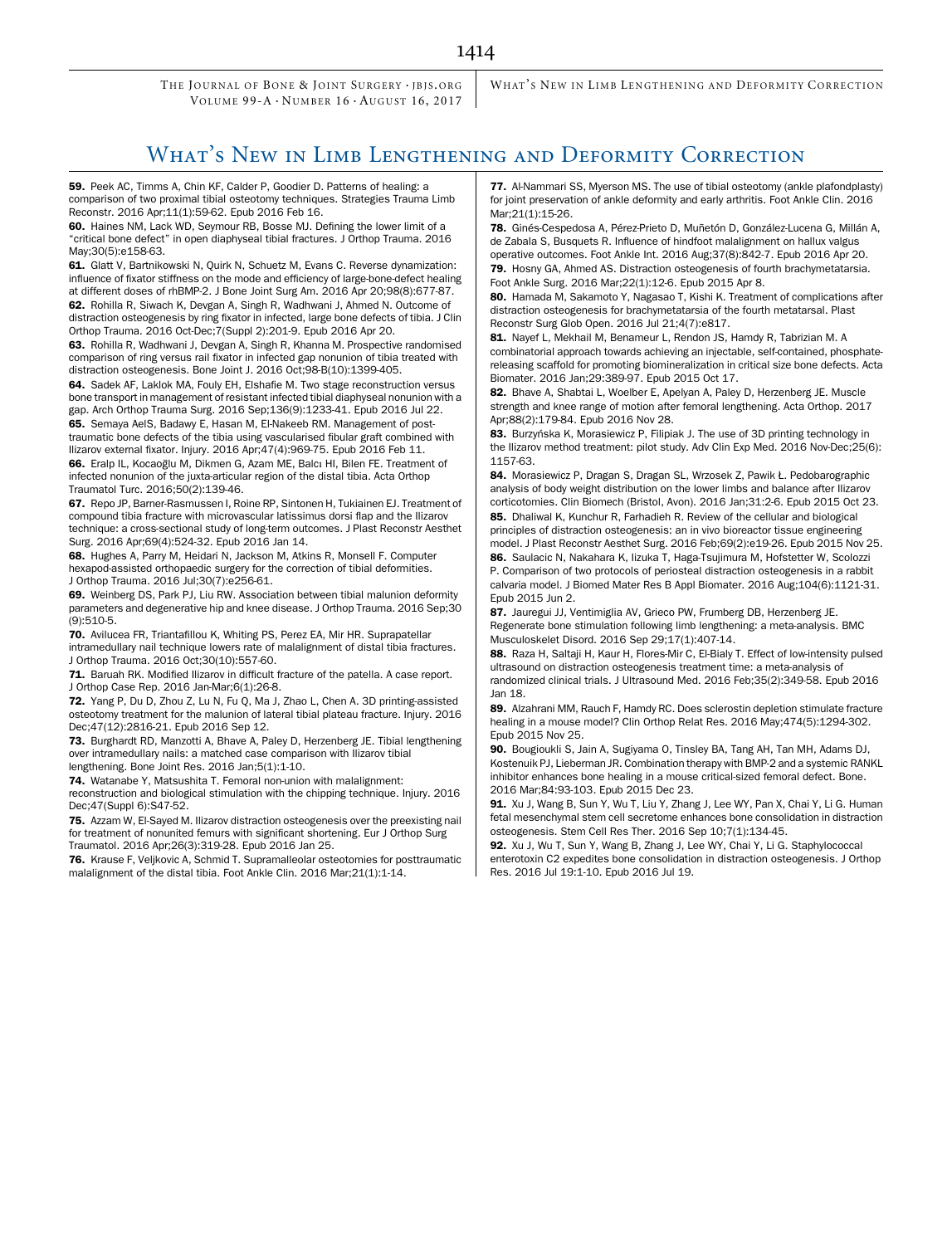# What's New in Limb Lengthening and Deformity Correction

**59.** Peek AC, Timms A, Chin KF, Calder P, Goodier D. Patterns of healing: a comparison of two proximal tibial osteotomy techniques. Strategies Trauma Limb Reconstr. 2016 Apr;11(1):59-62. Epub 2016 Feb 16.

**60.** Haines NM, Lack WD, Seymour RB, Bosse MJ. Defining the lower limit of a "critical bone defect" in open diaphyseal tibial fractures. J Orthop Trauma. 2016 May;30(5):e158-63.

**61.** Glatt V, Bartnikowski N, Quirk N, Schuetz M, Evans C. Reverse dynamization: influence of fixator stiffness on the mode and efficiency of large-bone-defect healing at different doses of rhBMP-2. J Bone Joint Surg Am. 2016 Apr 20;98(8):677-87.

**62.** Rohilla R, Siwach K, Devgan A, Singh R, Wadhwani J, Ahmed N. Outcome of distraction osteogenesis by ring fixator in infected, large bone defects of tibia. J Clin Orthop Trauma. 2016 Oct-Dec;7(Suppl 2):201-9. Epub 2016 Apr 20.

**63.** Rohilla R, Wadhwani J, Devgan A, Singh R, Khanna M. Prospective randomised comparison of ring versus rail fixator in infected gap nonunion of tibia treated with distraction osteogenesis. Bone Joint J. 2016 Oct;98-B(10):1399-405.

**64.** Sadek AF, Laklok MA, Fouly EH, Elshafie M. Two stage reconstruction versus bone transport in management of resistant infected tibial diaphyseal nonunion with a gap. Arch Orthop Trauma Surg. 2016 Sep;136(9):1233-41. Epub 2016 Jul 22.

**65.** Semaya AelS, Badawy E, Hasan M, El-Nakeeb RM. Management of post-traumatic bone defects of the tibia using vascularised fibular graft combined with Ilizarov external fixator. Injury. 2016 Apr;47(4):969-75. Epub 2016 Feb 11.

**66.** Eralp IL, Kocaoğlu M, Dikmen G, Azam ME, Balcı HI, Bilen FE. Treatment of infected nonunion of the juxta-articular region of the distal tibia. Acta Orthop Traumatol Turc. 2016;50(2):139-46.

**67.** Repo JP, Barner-Rasmussen I, Roine RP, Sintonen H, Tukiainen EJ. Treatment of compound tibia fracture with microvascular latissimus dorsi flap and the Ilizarov technique: a cross-sectional study of long-term outcomes. J Plast Reconstr Aesthet Surg. 2016 Apr;69(4):524-32. Epub 2016 Jan 14.

**68.** Hughes A, Parry M, Heidari N, Jackson M, Atkins R, Monsell F. Computer hexapod-assisted orthopaedic surgery for the correction of tibial deformities. J Orthop Trauma. 2016 Jul;30(7):e256-61.

**69.** Weinberg DS, Park PJ, Liu RW. Association between tibial malunion deformity parameters and degenerative hip and knee disease. J Orthop Trauma. 2016 Sep;30(9):510-5.

**70.** Avilucea FR, Triantafillou K, Whiting PS, Perez EA, Mir HR. Suprapatellar intramedullary nail technique lowers rate of malalignment of distal tibia fractures. J Orthop Trauma. 2016 Oct;30(10):557-60.

**71.** Baruah RK. Modified Ilizarov in difficult fracture of the patella. A case report. J Orthop Case Rep. 2016 Jan-Mar;6(1):26-8.

**72.** Yang P, Du D, Zhou Z, Lu N, Fu Q, Ma J, Zhao L, Chen A. 3D printing-assisted osteotomy treatment for the malunion of lateral tibial plateau fracture. Injury. 2016 Dec;47(12):2816-21. Epub 2016 Sep 12.

**73.** Burghardt RD, Manzotti A, Bhave A, Paley D, Herzenberg JE. Tibial lengthening over intramedullary nails: a matched case comparison with Ilizarov tibial lengthening. Bone Joint Res. 2016 Jan;5(1):1-10.

**74.** Watanabe Y, Matsushita T. Femoral non-union with malalignment: reconstruction and biological stimulation with the chipping technique. Injury. 2016 Dec;47(Suppl 6):S47-52.

**75.** Azzam W, El-Sayed M. Ilizarov distraction osteogenesis over the preexisting nail for treatment of nonunited femurs with significant shortening. Eur J Orthop Surg Traumatol. 2016 Apr;26(3):319-28. Epub 2016 Jan 25.

**76.** Krause F, Veljkovic A, Schmid T. Supramalleolar osteotomies for posttraumatic malalignment of the distal tibia. Foot Ankle Clin. 2016 Mar;21(1):1-14.

**77.** Al-Nammari SS, Myerson MS. The use of tibial osteotomy (ankle plafondplasty) for joint preservation of ankle deformity and early arthritis. Foot Ankle Clin. 2016 Mar;21(1):15-26.

**78.** Ginés-Cespedosa A, Pérez-Prieto D, Muñetón D, González-Lucena G, Millán A, de Zabala S, Busquets R. Influence of hindfoot malalignment on hallux valgus operative outcomes. Foot Ankle Int. 2016 Aug;37(8):842-7. Epub 2016 Apr 20.

**79.** Hosny GA, Ahmed AS. Distraction osteogenesis of fourth brachymetatarsia. Foot Ankle Surg. 2016 Mar;22(1):12-6. Epub 2015 Apr 8.

**80.** Hamada M, Sakamoto Y, Nagasao T, Kishi K. Treatment of complications after distraction osteogenesis for brachymetatarsia of the fourth metatarsal. Plast Reconstr Surg Glob Open. 2016 Jul 21;4(7):e817.

**81.** Nayef L, Mekhail M, Benameur L, Rendon JS, Hamdy R, Tabrizian M. A combinatorial approach towards achieving an injectable, self-contained, phosphate-releasing scaffold for promoting biomineralization in critical size bone defects. Acta Biomater. 2016 Jan;29:389-97. Epub 2015 Oct 17.

**82.** Bhave A, Shabtai L, Woelber E, Apelyan A, Paley D, Herzenberg JE. Muscle strength and knee range of motion after femoral lengthening. Acta Orthop. 2017 Apr;88(2):179-84. Epub 2016 Nov 28.

**83.** Burzyńska K, Morasiewicz P, Filipiak J. The use of 3D printing technology in the Ilizarov method treatment: pilot study. Adv Clin Exp Med. 2016 Nov-Dec;25(6):1157-63.

**84.** Morasiewicz P, Dragan S, Dragan SL, Wrzosek Z, Pawik Ł. Pedobarographic analysis of body weight distribution on the lower limbs and balance after Ilizarov corticotomies. Clin Biomech (Bristol, Avon). 2016 Jan;31:2-6. Epub 2015 Oct 23.

**85.** Dhaliwal K, Kunchur R, Farhadieh R. Review of the cellular and biological principles of distraction osteogenesis: an in vivo bioreactor tissue engineering model. J Plast Reconstr Aesthet Surg. 2016 Feb;69(2):e19-26. Epub 2015 Nov 25.

**86.** Saulacic N, Nakahara K, Iizuka T, Haga-Tsujimura M, Hofstetter W, Scolozzi P. Comparison of two protocols of periosteal distraction osteogenesis in a rabbit calvaria model. J Biomed Mater Res B Appl Biomater. 2016 Aug;104(6):1121-31. Epub 2015 Jun 2.

**87.** Jauregui JJ, Ventimiglia AV, Grieco PW, Frumberg DB, Herzenberg JE. Regenerate bone stimulation following limb lengthening: a meta-analysis. BMC Musculoskelet Disord. 2016 Sep 29;17(1):407-14.

**88.** Raza H, Saltaji H, Kaur H, Flores-Mir C, El-Bialy T. Effect of low-intensity pulsed ultrasound on distraction osteogenesis treatment time: a meta-analysis of randomized clinical trials. J Ultrasound Med. 2016 Feb;35(2):349-58. Epub 2016 Jan 18.

**89.** Alzahrani MM, Rauch F, Hamdy RC. Does sclerostin depletion stimulate fracture healing in a mouse model? Clin Orthop Relat Res. 2016 May;474(5):1294-302. Epub 2015 Nov 25.

**90.** Bougioukli S, Jain A, Sugiyama O, Tinsley BA, Tang AH, Tan MH, Adams DJ, Kostenuik PJ, Lieberman JR. Combination therapy with BMP-2 and a systemic RANKL inhibitor enhances bone healing in a mouse critical-sized femoral defect. Bone. 2016 Mar;84:93-103. Epub 2015 Dec 23.

**91.** Xu J, Wang B, Sun Y, Wu T, Liu Y, Zhang J, Lee WY, Pan X, Chai Y, Li G. Human fetal mesenchymal stem cell secretome enhances bone consolidation in distraction osteogenesis. Stem Cell Res Ther. 2016 Sep 10;7(1):134-45.

**92.** Xu J, Wu T, Sun Y, Wang B, Zhang J, Lee WY, Chai Y, Li G. Staphylococcal enterotoxin C2 expedites bone consolidation in distraction osteogenesis. J Orthop Res. 2016 Jul 19:1-10. Epub 2016 Jul 19.